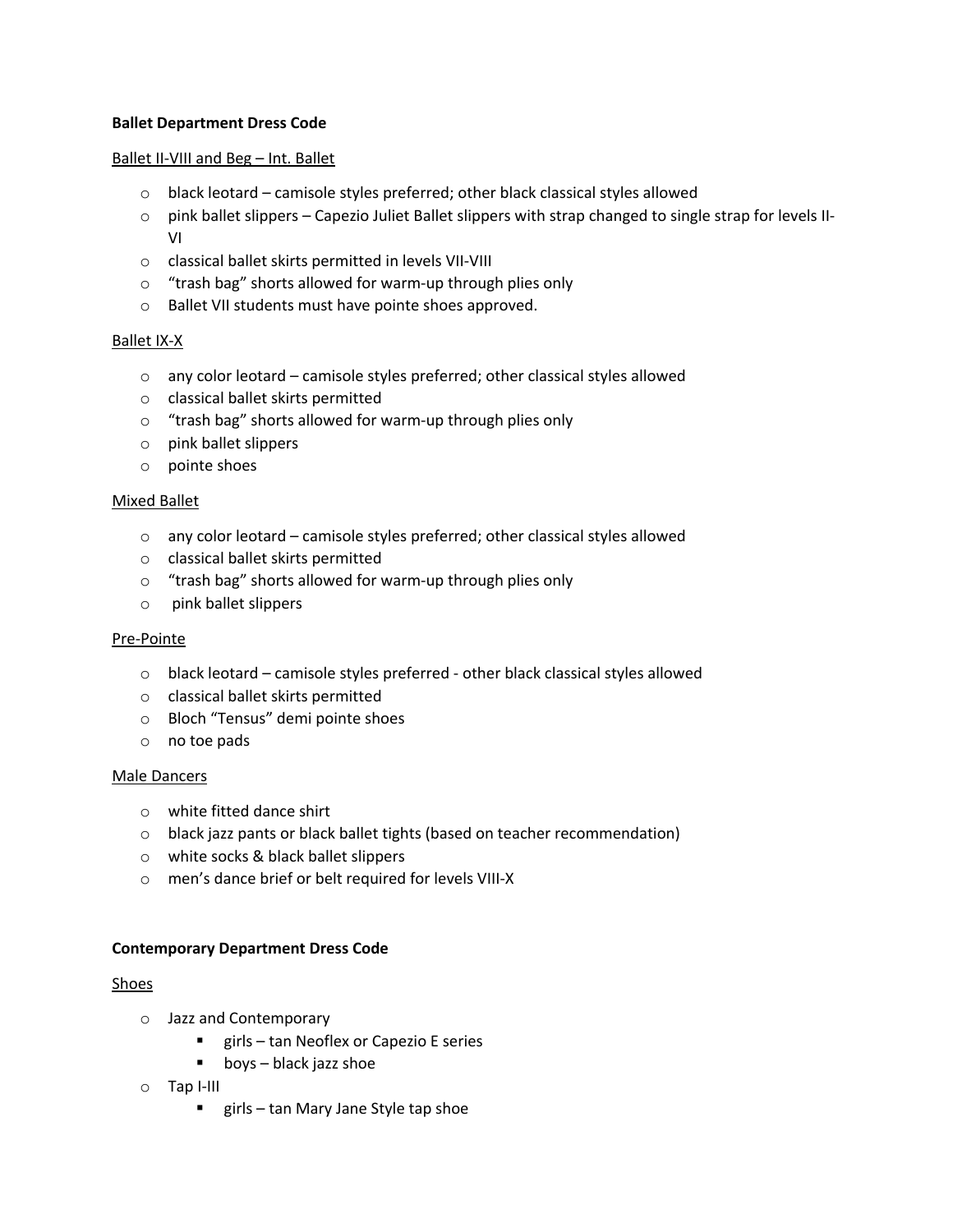## Ballet Department Dress Code

### Ballet II-VIII and Beg – Int. Ballet

- black leotard – camisole styles preferred; other black classical styles allowed
- pink ballet slippers – Capezio Juliet Ballet slippers with strap changed to single strap for levels II-VI
- classical ballet skirts permitted in levels VII-VIII
- "trash bag" shorts allowed for warm-up through plies only
- Ballet VII students must have pointe shoes approved.

### Ballet IX-X

- any color leotard – camisole styles preferred; other classical styles allowed
- classical ballet skirts permitted
- "trash bag" shorts allowed for warm-up through plies only
- pink ballet slippers
- pointe shoes

### Mixed Ballet

- any color leotard – camisole styles preferred; other classical styles allowed
- classical ballet skirts permitted
- "trash bag" shorts allowed for warm-up through plies only
- pink ballet slippers

### Pre-Pointe

- black leotard – camisole styles preferred - other black classical styles allowed
- classical ballet skirts permitted
- Bloch "Tensus" demi pointe shoes
- no toe pads

### Male Dancers

- white fitted dance shirt
- black jazz pants or black ballet tights (based on teacher recommendation)
- white socks & black ballet slippers
- men's dance brief or belt required for levels VIII-X

## Contemporary Department Dress Code

### Shoes

- Jazz and Contemporary
  - girls – tan Neoflex or Capezio E series
  - boys – black jazz shoe
- Tap I-III
  - girls – tan Mary Jane Style tap shoe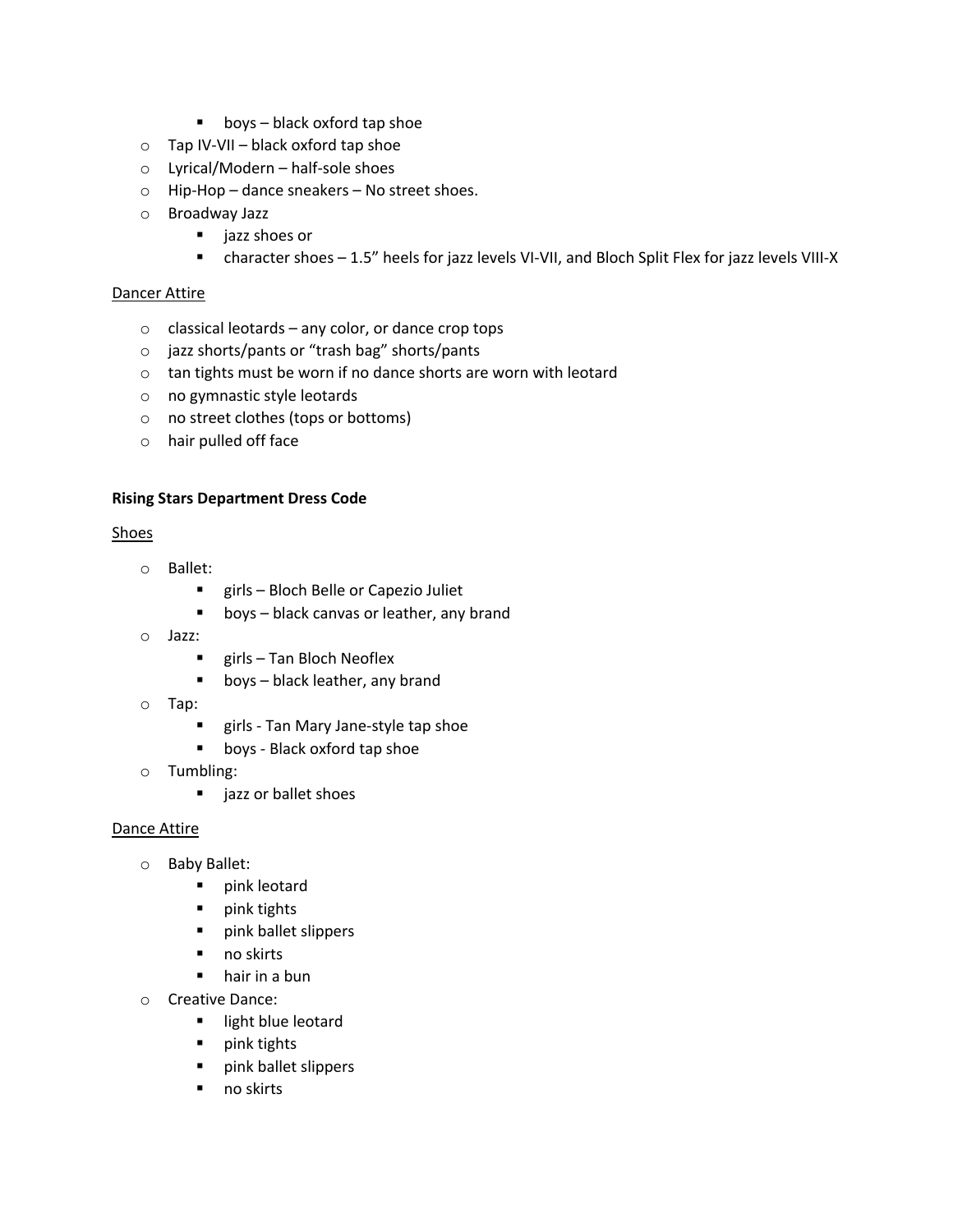- boys – black oxford tap shoe
- Tap IV-VII – black oxford tap shoe
- Lyrical/Modern – half-sole shoes
- Hip-Hop – dance sneakers – No street shoes.
- Broadway Jazz
    - jazz shoes or
    - character shoes – 1.5" heels for jazz levels VI-VII, and Bloch Split Flex for jazz levels VIII-X

Dancer Attire

- classical leotards – any color, or dance crop tops
- jazz shorts/pants or "trash bag" shorts/pants
- tan tights must be worn if no dance shorts are worn with leotard
- no gymnastic style leotards
- no street clothes (tops or bottoms)
- hair pulled off face

**Rising Stars Department Dress Code**

Shoes

- Ballet:
    - girls – Bloch Belle or Capezio Juliet
    - boys – black canvas or leather, any brand
- Jazz:
    - girls – Tan Bloch Neoflex
    - boys – black leather, any brand
- Tap:
    - girls - Tan Mary Jane-style tap shoe
    - boys - Black oxford tap shoe
- Tumbling:
    - jazz or ballet shoes

Dance Attire

- Baby Ballet:
    - pink leotard
    - pink tights
    - pink ballet slippers
    - no skirts
    - hair in a bun
- Creative Dance:
    - light blue leotard
    - pink tights
    - pink ballet slippers
    - no skirts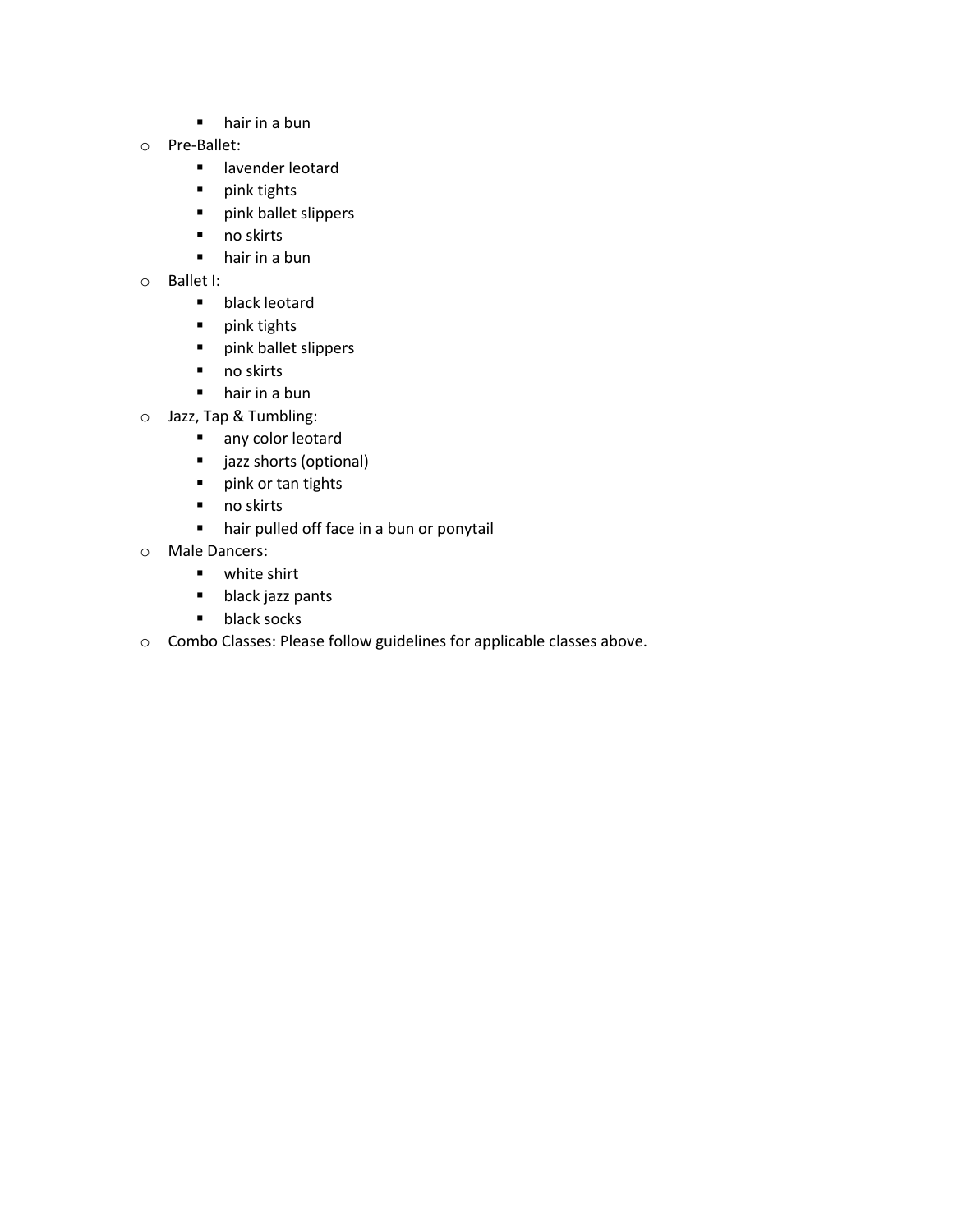- hair in a bun
- Pre-Ballet:
    - lavender leotard
    - pink tights
    - pink ballet slippers
    - no skirts
    - hair in a bun
- Ballet I:
    - black leotard
    - pink tights
    - pink ballet slippers
    - no skirts
    - hair in a bun
- Jazz, Tap & Tumbling:
    - any color leotard
    - jazz shorts (optional)
    - pink or tan tights
    - no skirts
    - hair pulled off face in a bun or ponytail
- Male Dancers:
    - white shirt
    - black jazz pants
    - black socks
- Combo Classes: Please follow guidelines for applicable classes above.